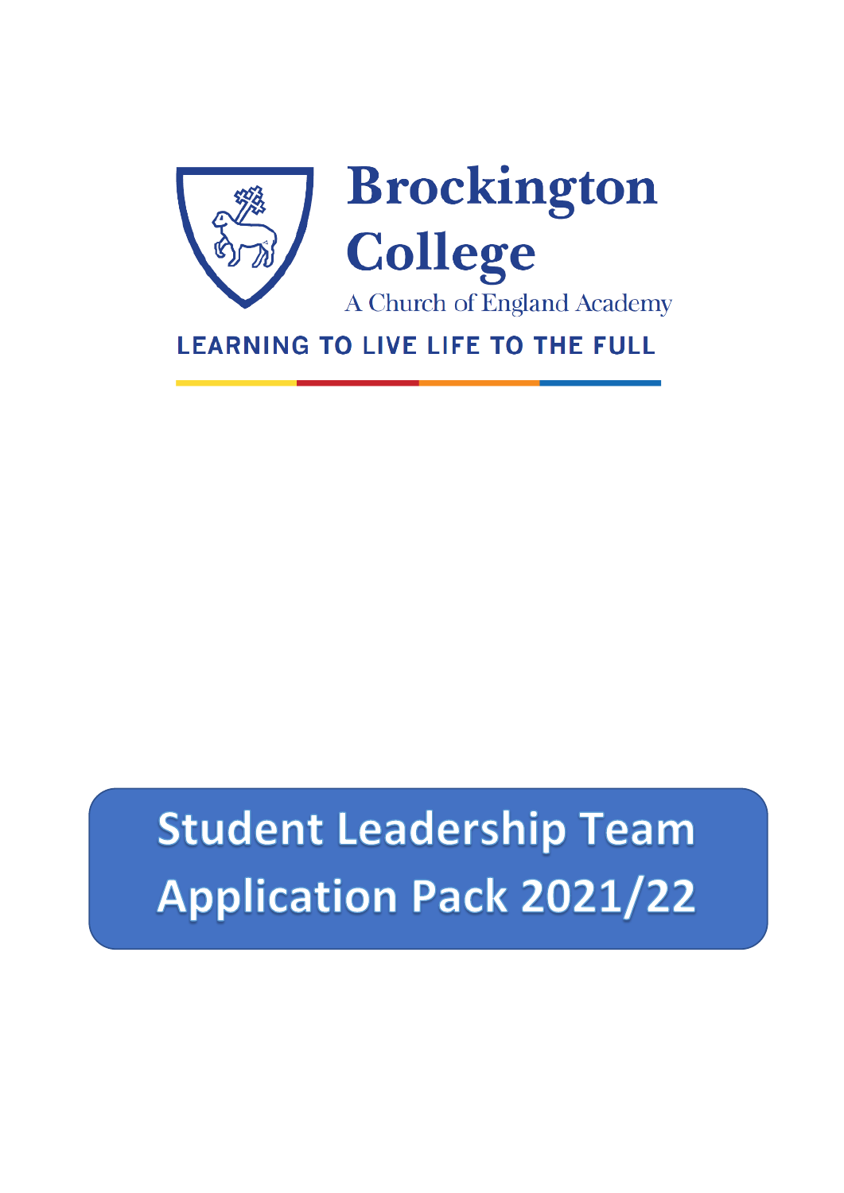# Brockington College

A Church of England Academy

LEARNING TO LIVE LIFE TO THE FULL

## Student Leadership Team Application Pack 2021/22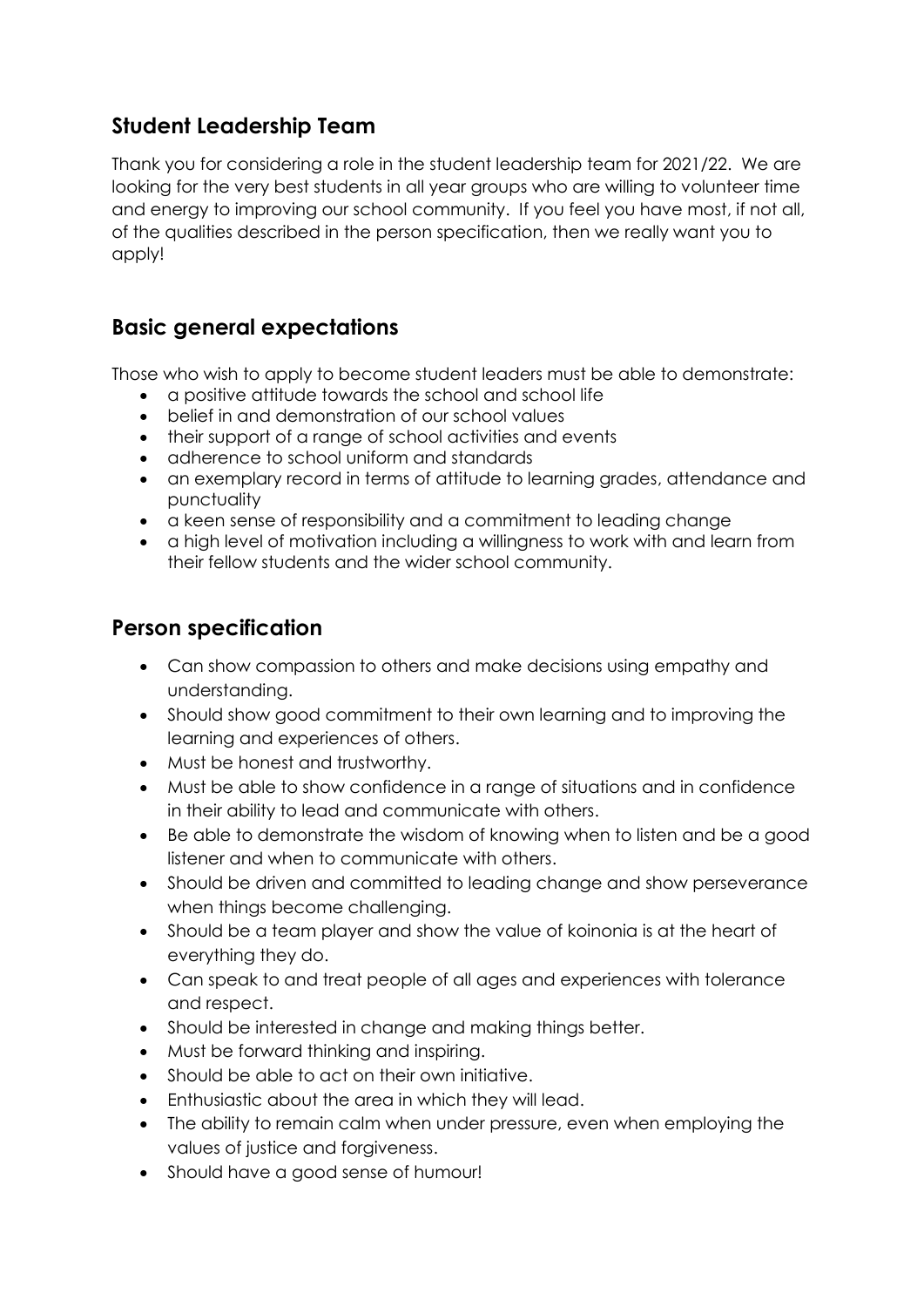## Student Leadership Team

Thank you for considering a role in the student leadership team for 2021/22. We are looking for the very best students in all year groups who are willing to volunteer time and energy to improving our school community. If you feel you have most, if not all, of the qualities described in the person specification, then we really want you to apply!

## Basic general expectations

Those who wish to apply to become student leaders must be able to demonstrate:

- a positive attitude towards the school and school life
- belief in and demonstration of our school values
- their support of a range of school activities and events
- adherence to school uniform and standards
- an exemplary record in terms of attitude to learning grades, attendance and punctuality
- a keen sense of responsibility and a commitment to leading change
- a high level of motivation including a willingness to work with and learn from their fellow students and the wider school community.

## Person specification

- Can show compassion to others and make decisions using empathy and understanding.
- Should show good commitment to their own learning and to improving the learning and experiences of others.
- Must be honest and trustworthy.
- Must be able to show confidence in a range of situations and in confidence in their ability to lead and communicate with others.
- Be able to demonstrate the wisdom of knowing when to listen and be a good listener and when to communicate with others.
- Should be driven and committed to leading change and show perseverance when things become challenging.
- Should be a team player and show the value of koinonia is at the heart of everything they do.
- Can speak to and treat people of all ages and experiences with tolerance and respect.
- Should be interested in change and making things better.
- Must be forward thinking and inspiring.
- Should be able to act on their own initiative.
- Enthusiastic about the area in which they will lead.
- The ability to remain calm when under pressure, even when employing the values of justice and forgiveness.
- Should have a good sense of humour!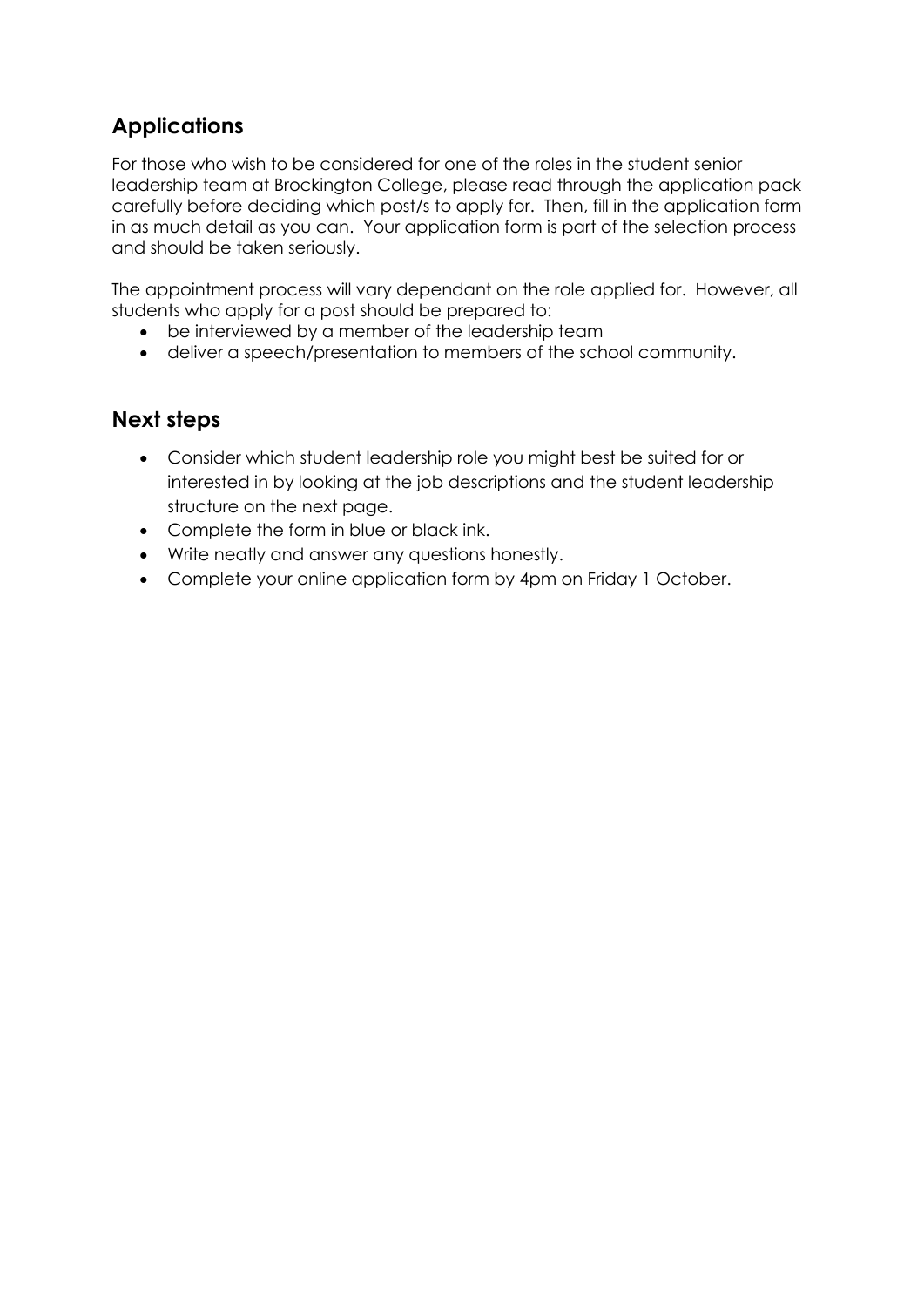## Applications

For those who wish to be considered for one of the roles in the student senior leadership team at Brockington College, please read through the application pack carefully before deciding which post/s to apply for. Then, fill in the application form in as much detail as you can. Your application form is part of the selection process and should be taken seriously.

The appointment process will vary dependant on the role applied for. However, all students who apply for a post should be prepared to:

- be interviewed by a member of the leadership team
- deliver a speech/presentation to members of the school community.

## Next steps

- Consider which student leadership role you might best be suited for or interested in by looking at the job descriptions and the student leadership structure on the next page.
- Complete the form in blue or black ink.
- Write neatly and answer any questions honestly.
- Complete your online application form by 4pm on Friday 1 October.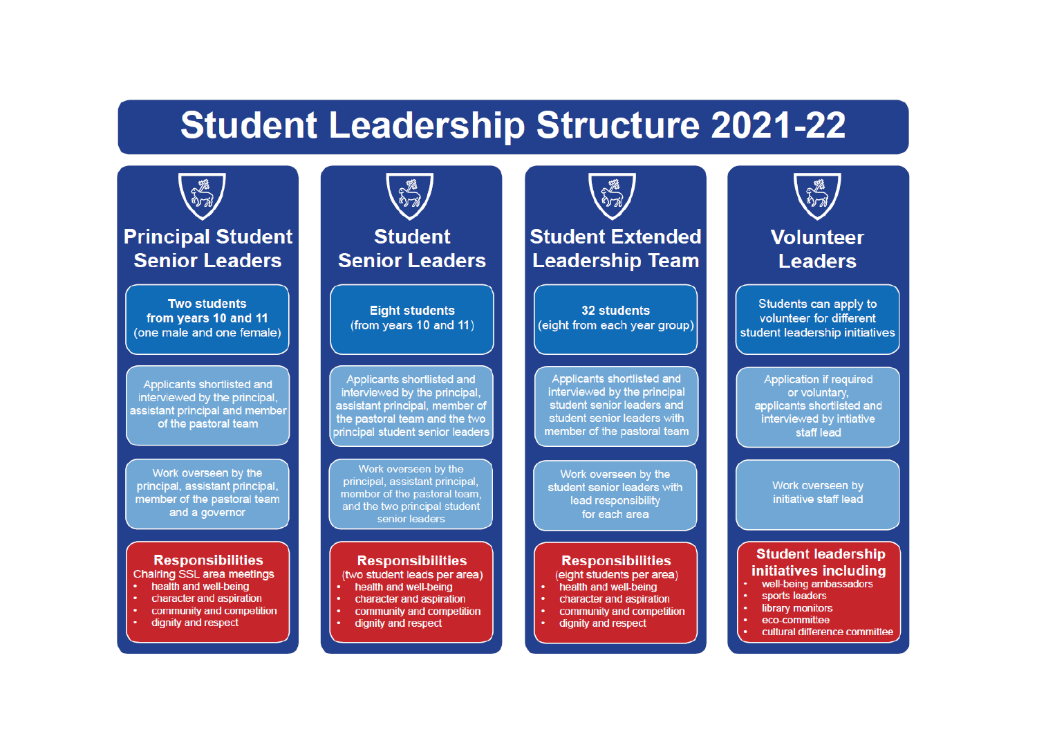# Student Leadership Structure 2021-22

## Principal Student Senior Leaders

Two students from years 10 and 11 (one male and one female)

Applicants shortlisted and interviewed by the principal, assistant principal and member of the pastoral team

Work overseen by the principal, assistant principal, member of the pastoral team and a governor

**Responsibilities**

Chairing SSL area meetings

- health and well-being
- character and aspiration
- community and competition
- dignity and respect

## Student Senior Leaders

Eight students (from years 10 and 11)

Applicants shortlisted and interviewed by the principal, assistant principal, member of the pastoral team and the two principal student senior leaders

Work overseen by the principal, assistant principal, member of the pastoral team, and the two principal student senior leaders

**Responsibilities**

(two student leads per area)

- health and well-being
- character and aspiration
- community and competition
- dignity and respect

## Student Extended Leadership Team

32 students (eight from each year group)

Applicants shortlisted and interviewed by the principal student senior leaders and student senior leaders with member of the pastoral team

Work overseen by the student senior leaders with lead responsibility for each area

**Responsibilities**

(eight students per area)

- health and well-being
- character and aspiration
- community and competition
- dignity and respect

## Volunteer Leaders

Students can apply to volunteer for different student leadership initiatives

Application if required or voluntary, applicants shortlisted and interviewed by initiative staff lead

Work overseen by initiative staff lead

**Student leadership initiatives including**

- well-being ambassadors
- sports leaders
- library monitors
- eco-committee
- cultural difference committee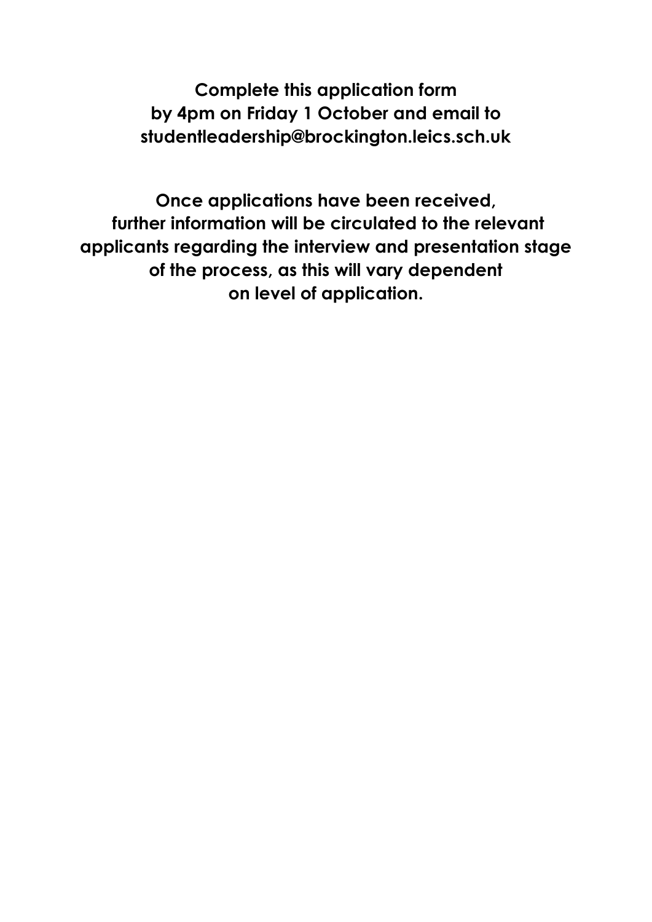**Complete this application form by 4pm on Friday 1 October and email to studentleadership@brockington.leics.sch.uk**

**Once applications have been received, further information will be circulated to the relevant applicants regarding the interview and presentation stage of the process, as this will vary dependent on level of application.**